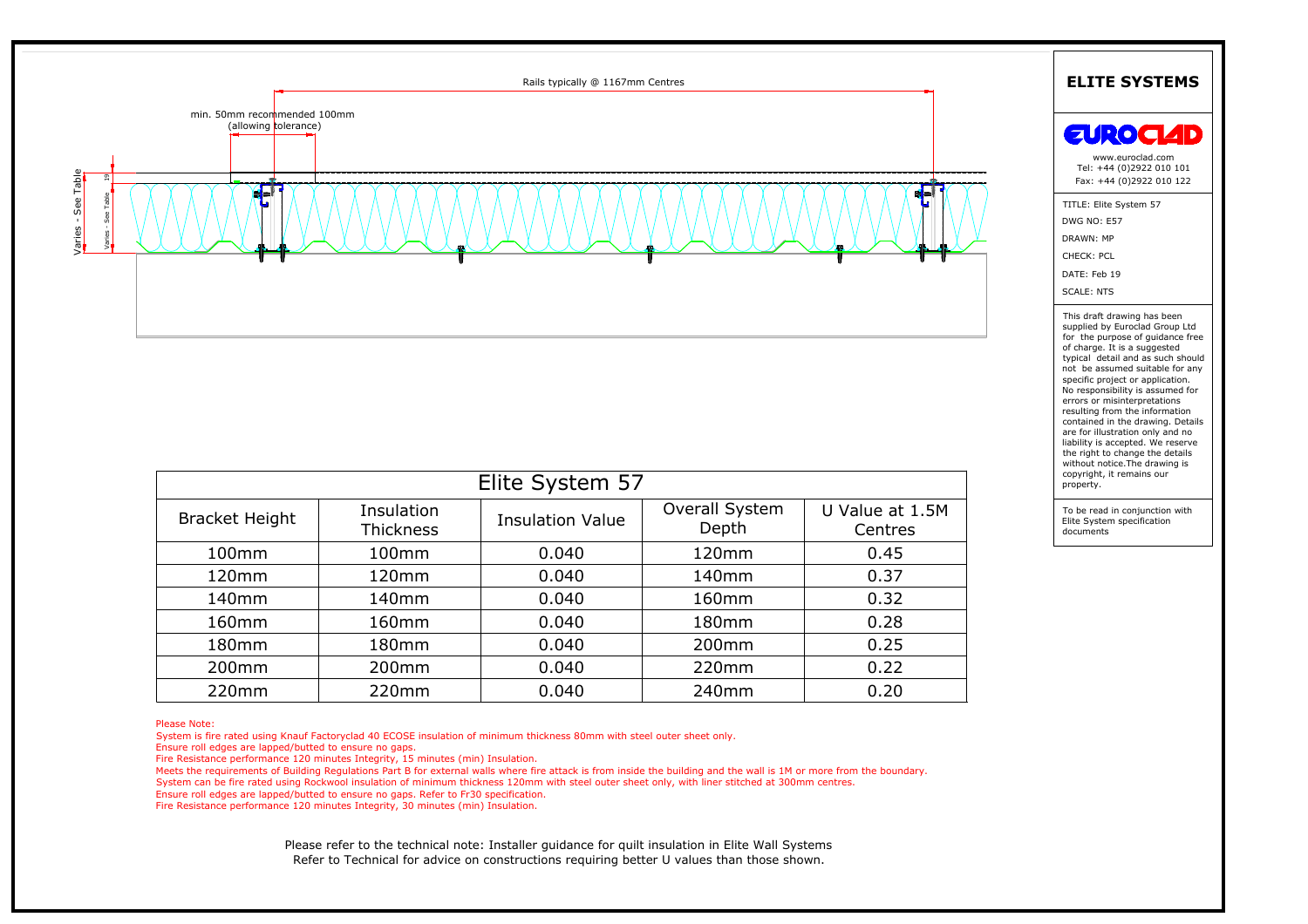Rails typically @ 1167mm Centres

min. 50mm recommended 100mm (allowing tolerance)

Varies - See Table

19

Varies - See Table

## ELITE SYSTEMS

EUROCLAD

www.euroclad.com
Tel: +44 (0)2922 010 101
Fax: +44 (0)2922 010 122

TITLE: Elite System 57
DWG NO: E57
DRAWN: MP
CHECK: PCL
DATE: Feb 19
SCALE: NTS

This draft drawing has been supplied by Euroclad Group Ltd for the purpose of guidance free of charge. It is a suggested typical detail and as such should not be assumed suitable for any specific project or application. No responsibility is assumed for errors or misinterpretations resulting from the information contained in the drawing. Details are for illustration only and no liability is accepted. We reserve the right to change the details without notice.The drawing is copyright, it remains our property.

To be read in conjunction with Elite System specification documents

| Elite System 57 | | | | |
|---|---|---|---|---|
| Bracket Height | Insulation Thickness | Insulation Value | Overall System Depth | U Value at 1.5M Centres |
| 100mm | 100mm | 0.040 | 120mm | 0.45 |
| 120mm | 120mm | 0.040 | 140mm | 0.37 |
| 140mm | 140mm | 0.040 | 160mm | 0.32 |
| 160mm | 160mm | 0.040 | 180mm | 0.28 |
| 180mm | 180mm | 0.040 | 200mm | 0.25 |
| 200mm | 200mm | 0.040 | 220mm | 0.22 |
| 220mm | 220mm | 0.040 | 240mm | 0.20 |

Please Note:
System is fire rated using Knauf Factoryclad 40 ECOSE insulation of minimum thickness 80mm with steel outer sheet only.
Ensure roll edges are lapped/butted to ensure no gaps.
Fire Resistance performance 120 minutes Integrity, 15 minutes (min) Insulation.
Meets the requirements of Building Regulations Part B for external walls where fire attack is from inside the building and the wall is 1M or more from the boundary.
System can be fire rated using Rockwool insulation of minimum thickness 120mm with steel outer sheet only, with liner stitched at 300mm centres.
Ensure roll edges are lapped/butted to ensure no gaps. Refer to Fr30 specification.
Fire Resistance performance 120 minutes Integrity, 30 minutes (min) Insulation.

Please refer to the technical note: Installer guidance for quilt insulation in Elite Wall Systems
Refer to Technical for advice on constructions requiring better U values than those shown.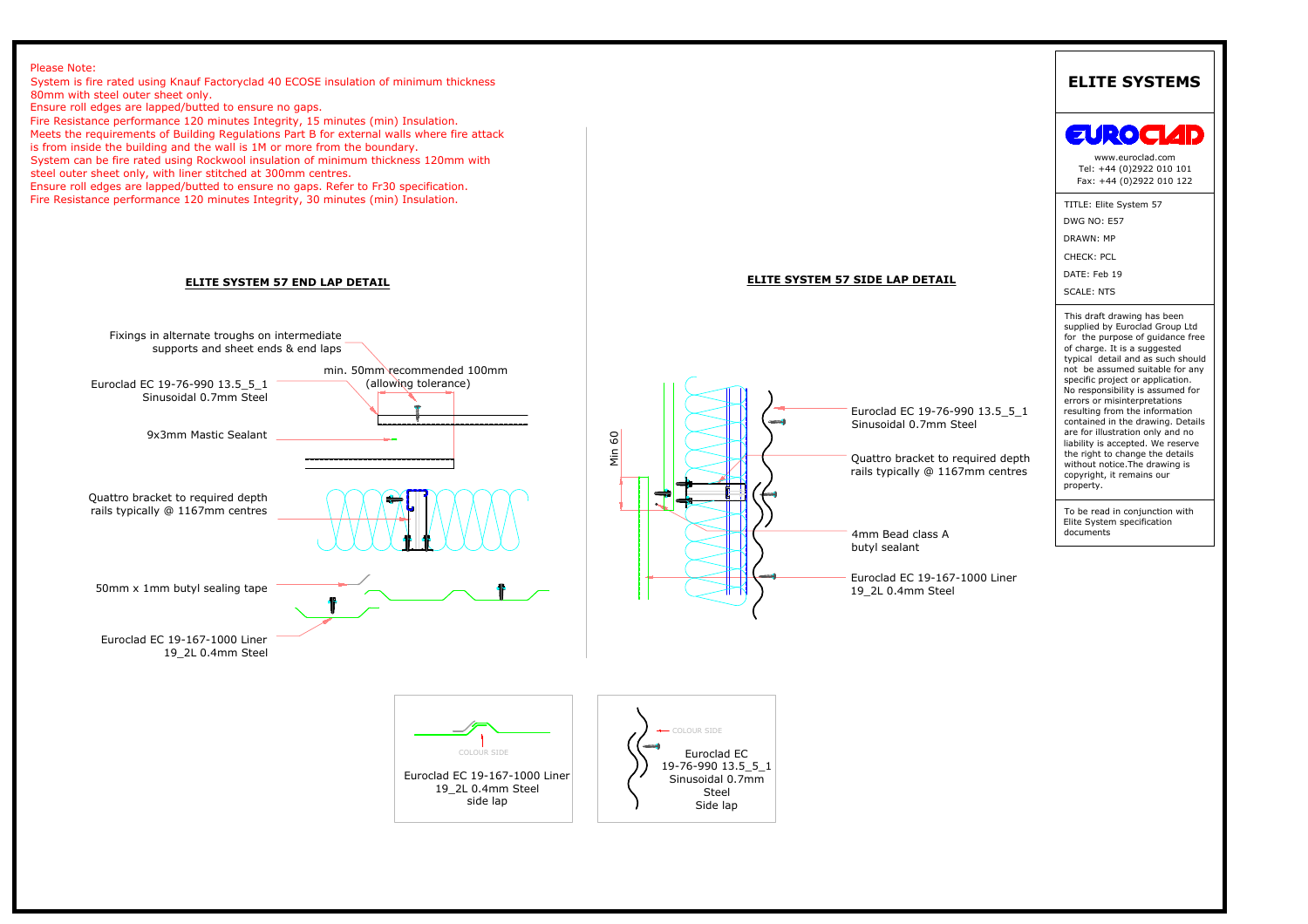Please Note:
System is fire rated using Knauf Factoryclad 40 ECOSE insulation of minimum thickness 80mm with steel outer sheet only.
Ensure roll edges are lapped/butted to ensure no gaps.
Fire Resistance performance 120 minutes Integrity, 15 minutes (min) Insulation.
Meets the requirements of Building Regulations Part B for external walls where fire attack is from inside the building and the wall is 1M or more from the boundary.
System can be fire rated using Rockwool insulation of minimum thickness 120mm with steel outer sheet only, with liner stitched at 300mm centres.
Ensure roll edges are lapped/butted to ensure no gaps. Refer to Fr30 specification.
Fire Resistance performance 120 minutes Integrity, 30 minutes (min) Insulation.

## ELITE SYSTEM 57 END LAP DETAIL

- Fixings in alternate troughs on intermediate supports and sheet ends & end laps
- min. 50mm recommended 100mm (allowing tolerance)
- Euroclad EC 19-76-990 13.5_5_1 Sinusoidal 0.7mm Steel
- 9x3mm Mastic Sealant
- Quattro bracket to required depth rails typically @ 1167mm centres
- 50mm x 1mm butyl sealing tape
- Euroclad EC 19-167-1000 Liner 19_2L 0.4mm Steel

## ELITE SYSTEM 57 SIDE LAP DETAIL

- Min 60
- Euroclad EC 19-76-990 13.5_5_1 Sinusoidal 0.7mm Steel
- Quattro bracket to required depth rails typically @ 1167mm centres
- 4mm Bead class A butyl sealant
- Euroclad EC 19-167-1000 Liner 19_2L 0.4mm Steel

COLOUR SIDE

Euroclad EC 19-167-1000 Liner 19_2L 0.4mm Steel side lap

COLOUR SIDE

Euroclad EC 19-76-990 13.5_5_1 Sinusoidal 0.7mm Steel Side lap

# ELITE SYSTEMS

EUROCLAD

www.euroclad.com
Tel: +44 (0)2922 010 101
Fax: +44 (0)2922 010 122

TITLE: Elite System 57
DWG NO: E57
DRAWN: MP
CHECK: PCL
DATE: Feb 19
SCALE: NTS

This draft drawing has been supplied by Euroclad Group Ltd for the purpose of guidance free of charge. It is a suggested typical detail and as such should not be assumed suitable for any specific project or application. No responsibility is assumed for errors or misinterpretations resulting from the information contained in the drawing. Details are for illustration only and no liability is accepted. We reserve the right to change the details without notice.The drawing is copyright, it remains our property.

To be read in conjunction with Elite System specification documents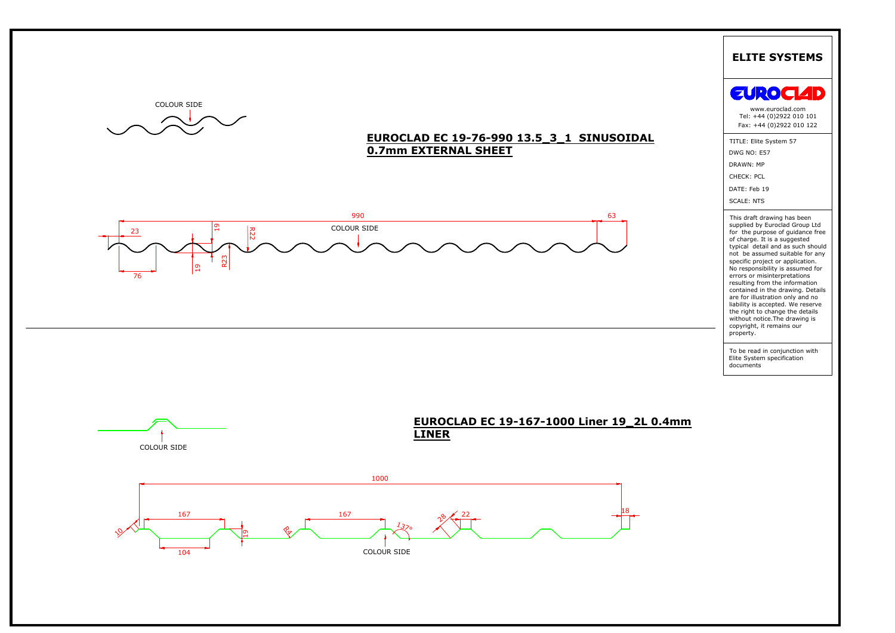# ELITE SYSTEMS

EUROCLAD

www.euroclad.com
Tel: +44 (0)2922 010 101
Fax: +44 (0)2922 010 122

TITLE: Elite System 57
DWG NO: E57
DRAWN: MP
CHECK: PCL
DATE: Feb 19
SCALE: NTS

This draft drawing has been supplied by Euroclad Group Ltd for the purpose of guidance free of charge. It is a suggested typical detail and as such should not be assumed suitable for any specific project or application. No responsibility is assumed for errors or misinterpretations resulting from the information contained in the drawing. Details are for illustration only and no liability is accepted. We reserve the right to change the details without notice.The drawing is copyright, it remains our property.

To be read in conjunction with Elite System specification documents

## EUROCLAD EC 19-76-990 13.5_3_1 SINUSOIDAL 0.7mm EXTERNAL SHEET

COLOUR SIDE

990, 63, 23, 19, R22, COLOUR SIDE, 76, 19, R23

## EUROCLAD EC 19-167-1000 Liner 19_2L 0.4mm LINER

COLOUR SIDE

1000, 167, 167, 28, 22, 18, 10, 19, R4, 137°, 104, COLOUR SIDE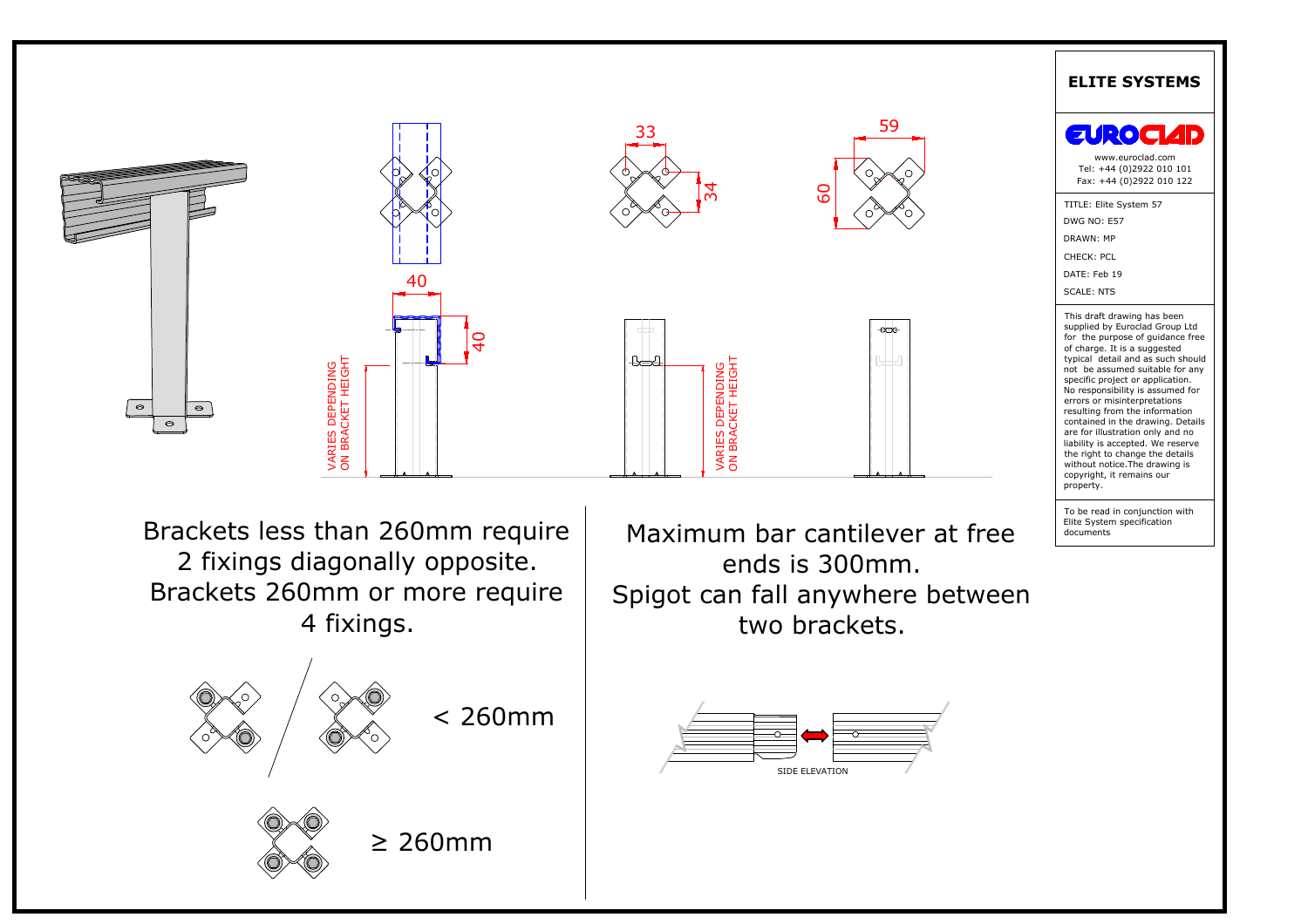40

40

VARIES DEPENDING ON BRACKET HEIGHT

33

34

VARIES DEPENDING ON BRACKET HEIGHT

59

60

Brackets less than 260mm require 2 fixings diagonally opposite.
Brackets 260mm or more require 4 fixings.

< 260mm

≥ 260mm

Maximum bar cantilever at free ends is 300mm.
Spigot can fall anywhere between two brackets.

SIDE ELEVATION

**ELITE SYSTEMS**

EUROCLAD

www.euroclad.com
Tel: +44 (0)2922 010 101
Fax: +44 (0)2922 010 122

TITLE: Elite System 57
DWG NO: E57
DRAWN: MP
CHECK: PCL
DATE: Feb 19
SCALE: NTS

This draft drawing has been supplied by Euroclad Group Ltd for the purpose of guidance free of charge. It is a suggested typical detail and as such should not be assumed suitable for any specific project or application. No responsibility is assumed for errors or misinterpretations resulting from the information contained in the drawing. Details are for illustration only and no liability is accepted. We reserve the right to change the details without notice.The drawing is copyright, it remains our property.

To be read in conjunction with Elite System specification documents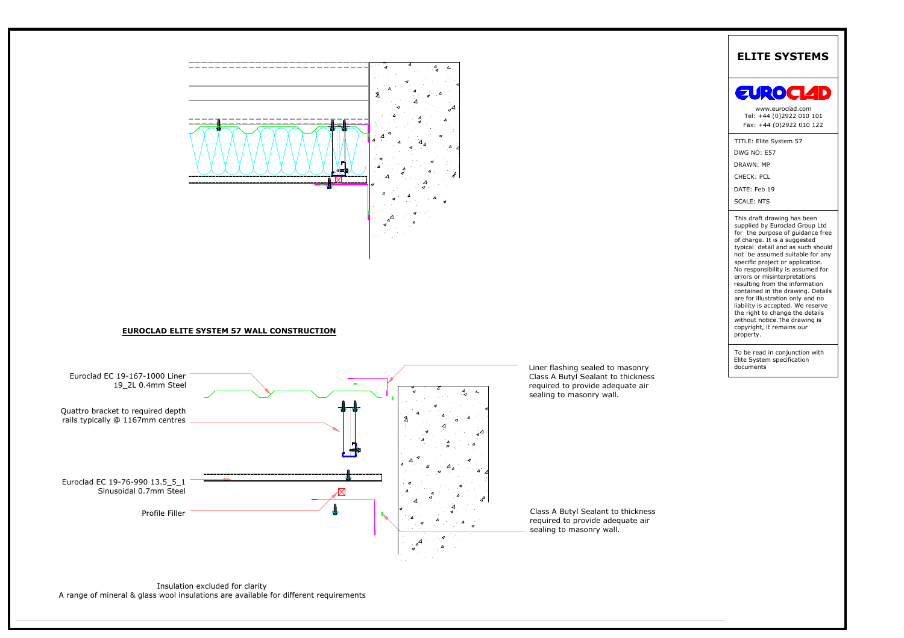## EUROCLAD ELITE SYSTEM 57 WALL CONSTRUCTION

Euroclad EC 19-167-1000 Liner 19_2L 0.4mm Steel

Quattro bracket to required depth rails typically @ 1167mm centres

Euroclad EC 19-76-990 13.5_5_1 Sinusoidal 0.7mm Steel

Profile Filler

Liner flashing sealed to masonry Class A Butyl Sealant to thickness required to provide adequate air sealing to masonry wall.

Class A Butyl Sealant to thickness required to provide adequate air sealing to masonry wall.

Insulation excluded for clarity
A range of mineral & glass wool insulations are available for different requirements

**ELITE SYSTEMS**

EUROCLAD

www.euroclad.com
Tel: +44 (0)2922 010 101
Fax: +44 (0)2922 010 122

TITLE: Elite System 57
DWG NO: E57
DRAWN: MP
CHECK: PCL
DATE: Feb 19
SCALE: NTS

This draft drawing has been supplied by Euroclad Group Ltd for the purpose of guidance free of charge. It is a suggested typical detail and as such should not be assumed suitable for any specific project or application. No responsibility is assumed for errors or misinterpretations resulting from the information contained in the drawing. Details are for illustration only and no liability is accepted. We reserve the right to change the details without notice.The drawing is copyright, it remains our property.

To be read in conjunction with Elite System specification documents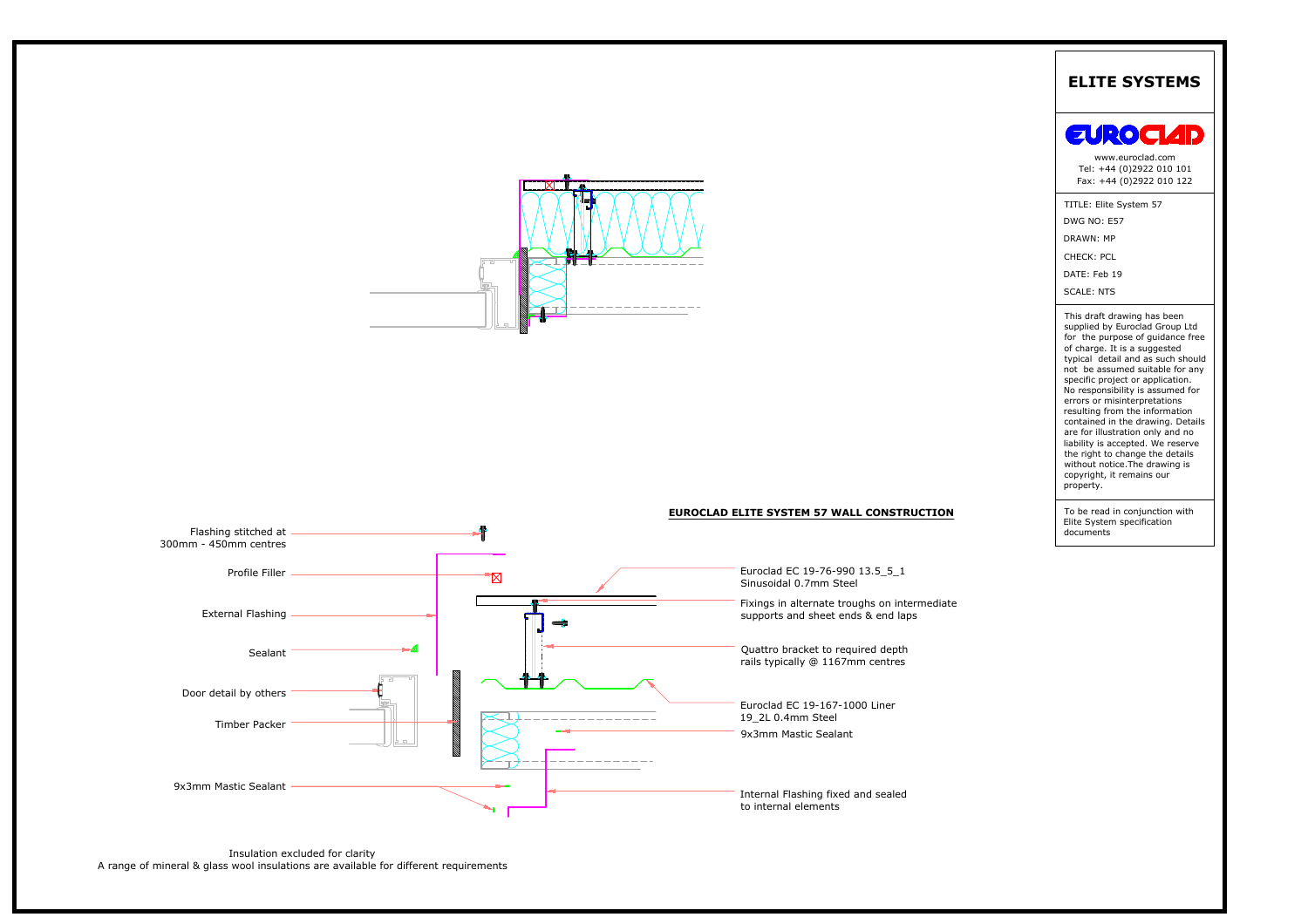## EUROCLAD ELITE SYSTEM 57 WALL CONSTRUCTION

Flashing stitched at 300mm - 450mm centres

Profile Filler

External Flashing

Sealant

Door detail by others

Timber Packer

9x3mm Mastic Sealant

Euroclad EC 19-76-990 13.5_5_1 Sinusoidal 0.7mm Steel

Fixings in alternate troughs on intermediate supports and sheet ends & end laps

Quattro bracket to required depth rails typically @ 1167mm centres

Euroclad EC 19-167-1000 Liner 19_2L 0.4mm Steel

9x3mm Mastic Sealant

Internal Flashing fixed and sealed to internal elements

Insulation excluded for clarity
A range of mineral & glass wool insulations are available for different requirements

**ELITE SYSTEMS**

EUROCLAD

www.euroclad.com
Tel: +44 (0)2922 010 101
Fax: +44 (0)2922 010 122

TITLE: Elite System 57
DWG NO: E57
DRAWN: MP
CHECK: PCL
DATE: Feb 19
SCALE: NTS

This draft drawing has been supplied by Euroclad Group Ltd for the purpose of guidance free of charge. It is a suggested typical detail and as such should not be assumed suitable for any specific project or application. No responsibility is assumed for errors or misinterpretations resulting from the information contained in the drawing. Details are for illustration only and no liability is accepted. We reserve the right to change the details without notice.The drawing is copyright, it remains our property.

To be read in conjunction with Elite System specification documents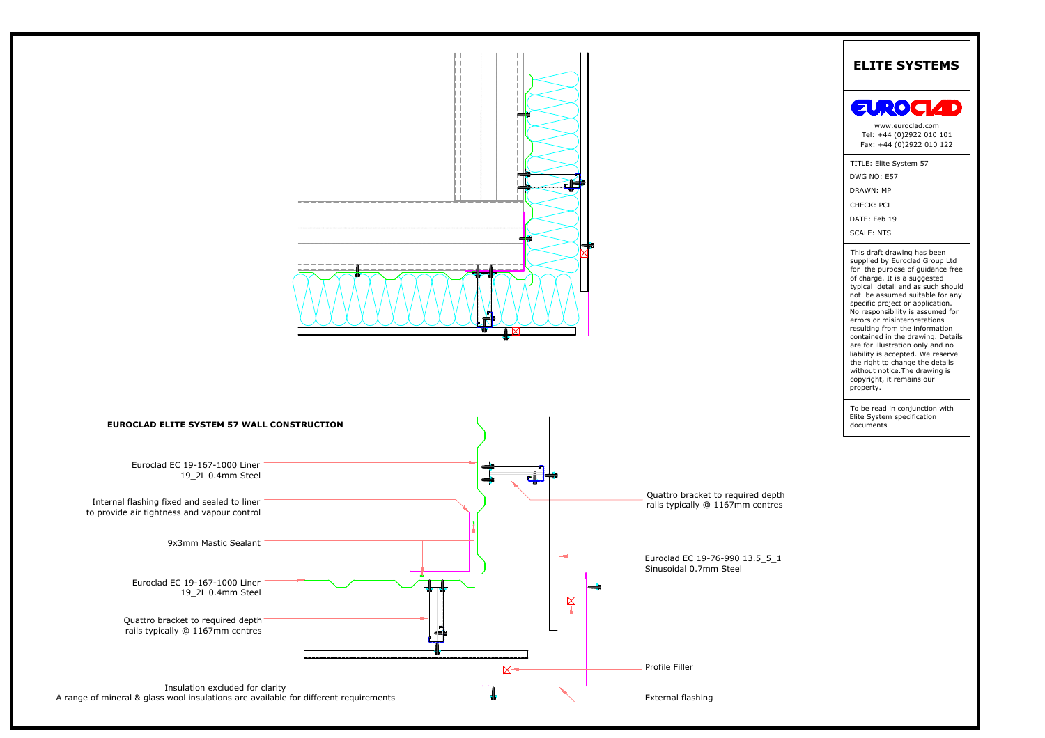# ELITE SYSTEMS

EUROCLAD

www.euroclad.com
Tel: +44 (0)2922 010 101
Fax: +44 (0)2922 010 122

TITLE: Elite System 57
DWG NO: E57
DRAWN: MP
CHECK: PCL
DATE: Feb 19
SCALE: NTS

This draft drawing has been supplied by Euroclad Group Ltd for the purpose of guidance free of charge. It is a suggested typical detail and as such should not be assumed suitable for any specific project or application. No responsibility is assumed for errors or misinterpretations resulting from the information contained in the drawing. Details are for illustration only and no liability is accepted. We reserve the right to change the details without notice.The drawing is copyright, it remains our property.

To be read in conjunction with Elite System specification documents

## EUROCLAD ELITE SYSTEM 57 WALL CONSTRUCTION

Euroclad EC 19-167-1000 Liner
19_2L 0.4mm Steel

Internal flashing fixed and sealed to liner to provide air tightness and vapour control

9x3mm Mastic Sealant

Euroclad EC 19-167-1000 Liner
19_2L 0.4mm Steel

Quattro bracket to required depth rails typically @ 1167mm centres

Insulation excluded for clarity
A range of mineral & glass wool insulations are available for different requirements

Quattro bracket to required depth rails typically @ 1167mm centres

Euroclad EC 19-76-990 13.5_5_1
Sinusoidal 0.7mm Steel

Profile Filler

External flashing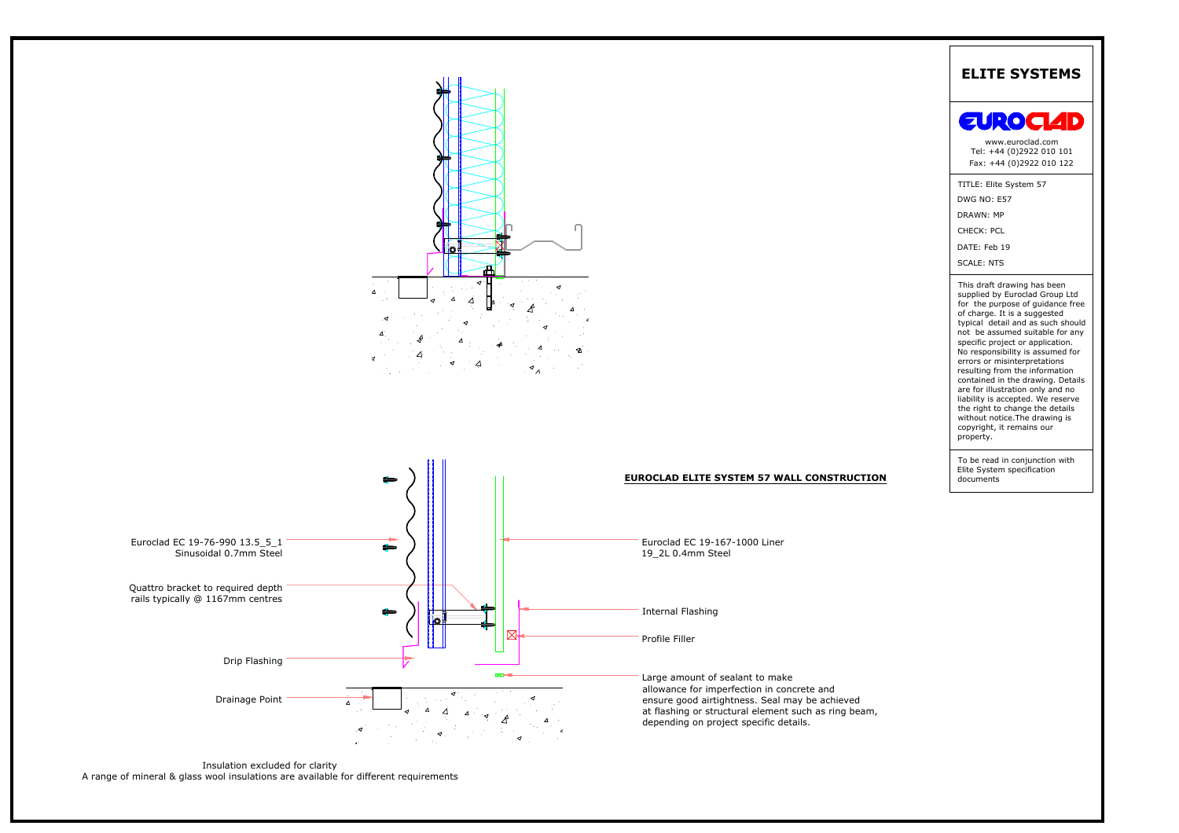# ELITE SYSTEMS

EUROCLAD

www.euroclad.com
Tel: +44 (0)2922 010 101
Fax: +44 (0)2922 010 122

TITLE: Elite System 57

DWG NO: E57

DRAWN: MP

CHECK: PCL

DATE: Feb 19

SCALE: NTS

This draft drawing has been supplied by Euroclad Group Ltd for the purpose of guidance free of charge. It is a suggested typical detail and as such should not be assumed suitable for any specific project or application. No responsibility is assumed for errors or misinterpretations resulting from the information contained in the drawing. Details are for illustration only and no liability is accepted. We reserve the right to change the details without notice.The drawing is copyright, it remains our property.

To be read in conjunction with Elite System specification documents

## EUROCLAD ELITE SYSTEM 57 WALL CONSTRUCTION

Euroclad EC 19-76-990 13.5_5_1 Sinusoidal 0.7mm Steel

Quattro bracket to required depth rails typically @ 1167mm centres

Drip Flashing

Drainage Point

Euroclad EC 19-167-1000 Liner 19_2L 0.4mm Steel

Internal Flashing

Profile Filler

Large amount of sealant to make allowance for imperfection in concrete and ensure good airtightness. Seal may be achieved at flashing or structural element such as ring beam, depending on project specific details.

Insulation excluded for clarity
A range of mineral & glass wool insulations are available for different requirements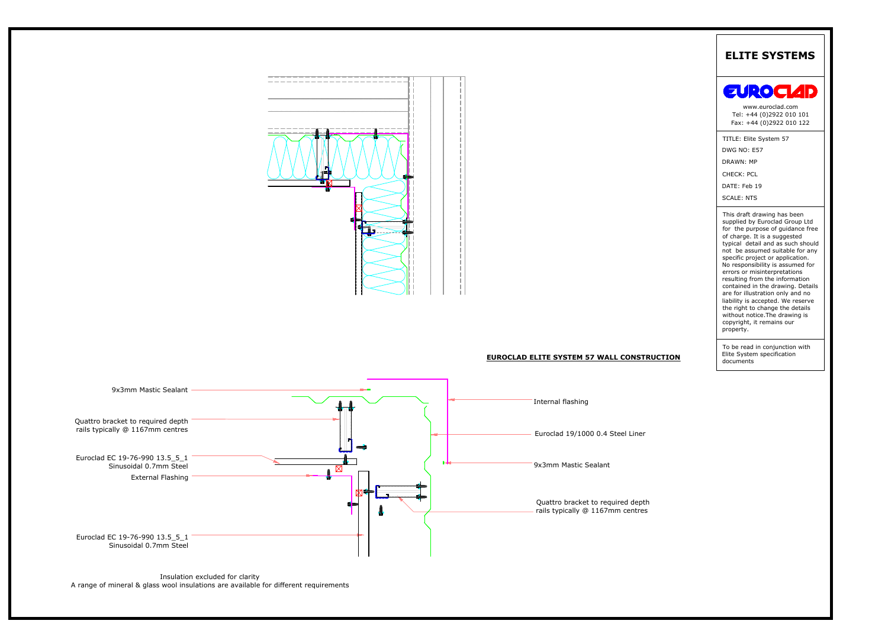# ELITE SYSTEMS

EUROCLAD

www.euroclad.com
Tel: +44 (0)2922 010 101
Fax: +44 (0)2922 010 122

TITLE: Elite System 57
DWG NO: E57
DRAWN: MP
CHECK: PCL
DATE: Feb 19
SCALE: NTS

This draft drawing has been supplied by Euroclad Group Ltd for the purpose of guidance free of charge. It is a suggested typical detail and as such should not be assumed suitable for any specific project or application. No responsibility is assumed for errors or misinterpretations resulting from the information contained in the drawing. Details are for illustration only and no liability is accepted. We reserve the right to change the details without notice.The drawing is copyright, it remains our property.

To be read in conjunction with Elite System specification documents

## EUROCLAD ELITE SYSTEM 57 WALL CONSTRUCTION

9x3mm Mastic Sealant

Quattro bracket to required depth rails typically @ 1167mm centres

Euroclad EC 19-76-990 13.5_5_1 Sinusoidal 0.7mm Steel

External Flashing

Euroclad EC 19-76-990 13.5_5_1 Sinusoidal 0.7mm Steel

Internal flashing

Euroclad 19/1000 0.4 Steel Liner

9x3mm Mastic Sealant

Quattro bracket to required depth rails typically @ 1167mm centres

Insulation excluded for clarity
A range of mineral & glass wool insulations are available for different requirements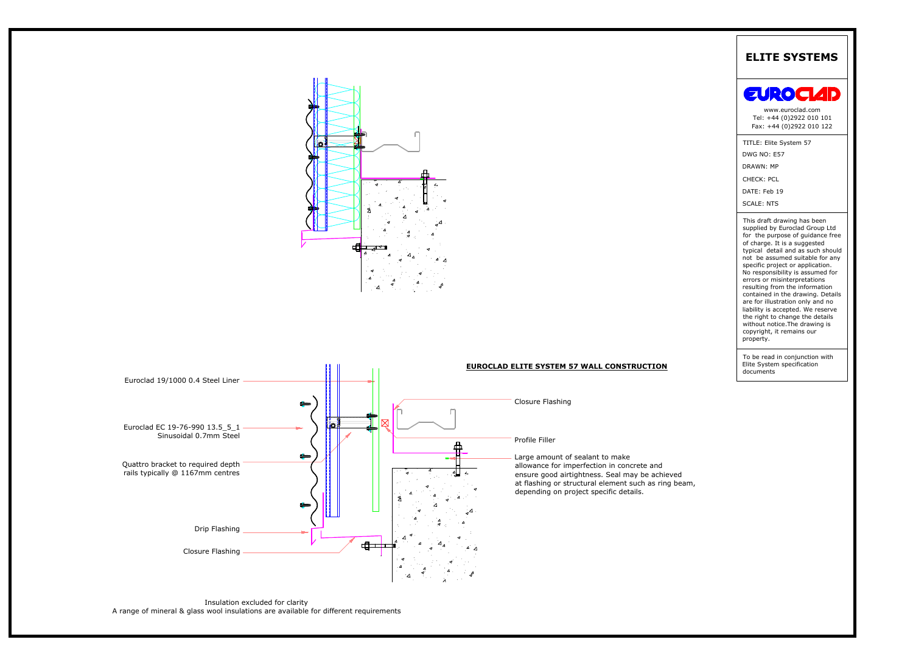## EUROCLAD ELITE SYSTEM 57 WALL CONSTRUCTION

Euroclad 19/1000 0.4 Steel Liner

Euroclad EC 19-76-990 13.5_5_1
Sinusoidal 0.7mm Steel

Quattro bracket to required depth
rails typically @ 1167mm centres

Drip Flashing

Closure Flashing

Closure Flashing

Profile Filler

Large amount of sealant to make allowance for imperfection in concrete and ensure good airtightness. Seal may be achieved at flashing or structural element such as ring beam, depending on project specific details.

Insulation excluded for clarity
A range of mineral & glass wool insulations are available for different requirements

**ELITE SYSTEMS**

EUROCLAD

www.euroclad.com
Tel: +44 (0)2922 010 101
Fax: +44 (0)2922 010 122

TITLE: Elite System 57
DWG NO: E57
DRAWN: MP
CHECK: PCL
DATE: Feb 19
SCALE: NTS

This draft drawing has been supplied by Euroclad Group Ltd for the purpose of guidance free of charge. It is a suggested typical detail and as such should not be assumed suitable for any specific project or application. No responsibility is assumed for errors or misinterpretations resulting from the information contained in the drawing. Details are for illustration only and no liability is accepted. We reserve the right to change the details without notice.The drawing is copyright, it remains our property.

To be read in conjunction with Elite System specification documents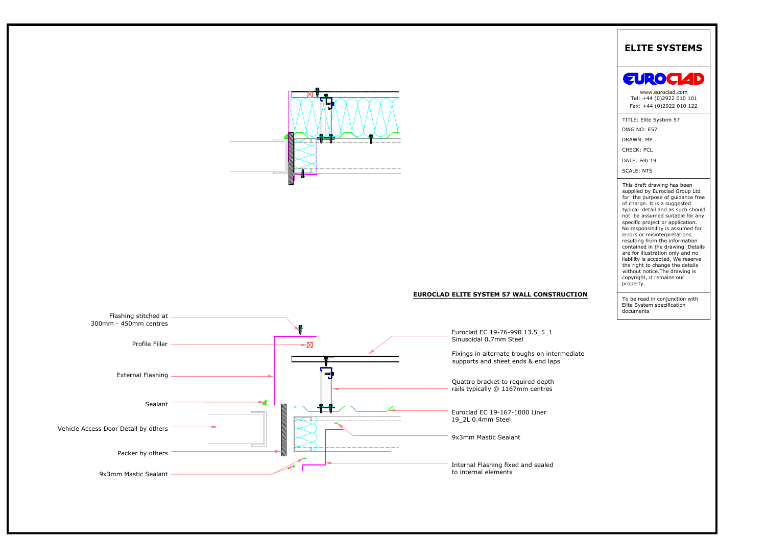# ELITE SYSTEMS

EUROCLAD

www.euroclad.com
Tel: +44 (0)2922 010 101
Fax: +44 (0)2922 010 122

TITLE: Elite System 57
DWG NO: E57
DRAWN: MP
CHECK: PCL
DATE: Feb 19
SCALE: NTS

This draft drawing has been supplied by Euroclad Group Ltd for the purpose of guidance free of charge. It is a suggested typical detail and as such should not be assumed suitable for any specific project or application. No responsibility is assumed for errors or misinterpretations resulting from the information contained in the drawing. Details are for illustration only and no liability is accepted. We reserve the right to change the details without notice.The drawing is copyright, it remains our property.

To be read in conjunction with Elite System specification documents

## EUROCLAD ELITE SYSTEM 57 WALL CONSTRUCTION

- Flashing stitched at 300mm - 450mm centres
- Profile Filler
- External Flashing
- Sealant
- Vehicle Access Door Detail by others
- Packer by others
- 9x3mm Mastic Sealant
- Euroclad EC 19-76-990 13.5_5_1 Sinusoidal 0.7mm Steel
- Fixings in alternate troughs on intermediate supports and sheet ends & end laps
- Quattro bracket to required depth rails typically @ 1167mm centres
- Euroclad EC 19-167-1000 Liner 19_2L 0.4mm Steel
- 9x3mm Mastic Sealant
- Internal Flashing fixed and sealed to internal elements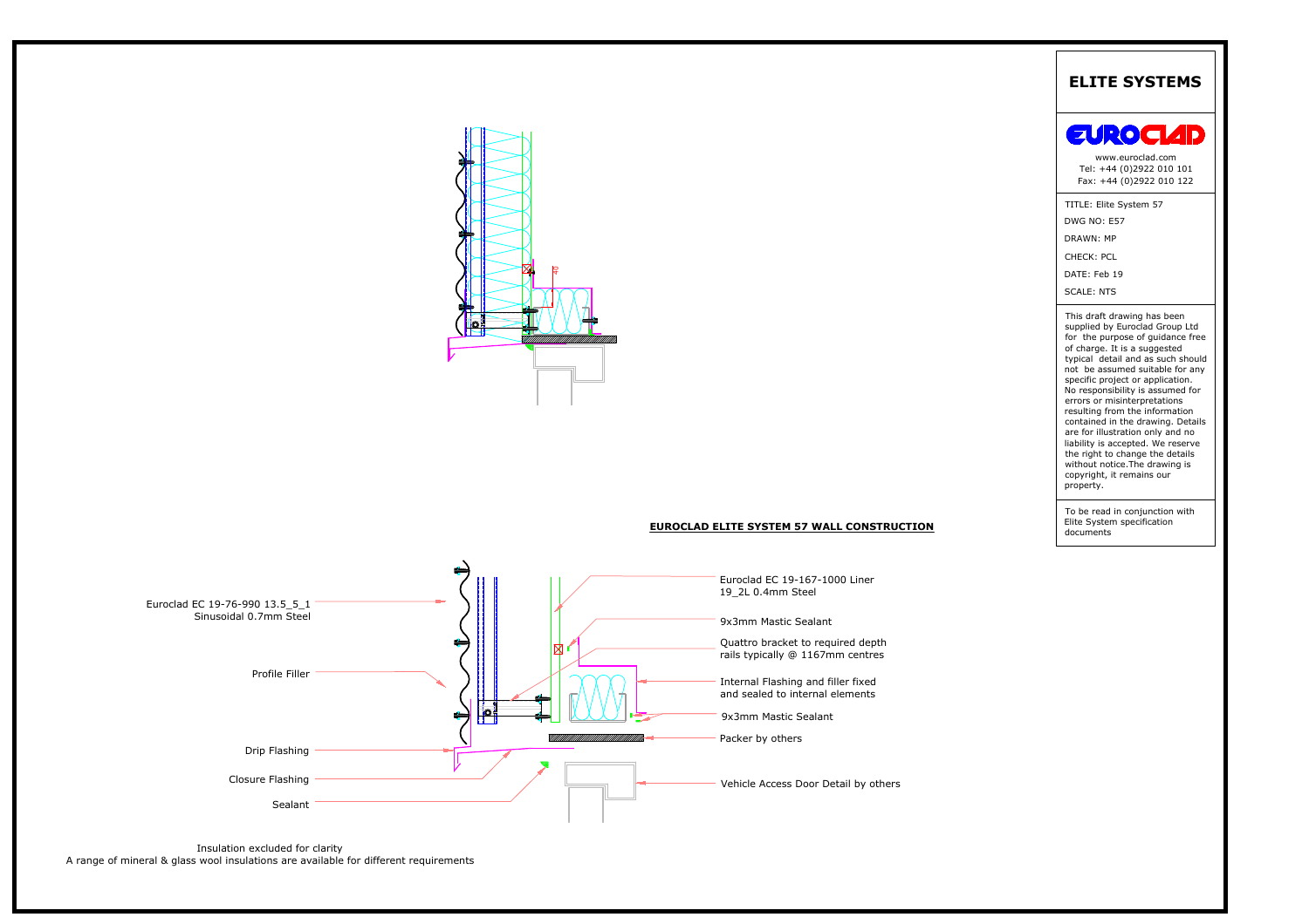## EUROCLAD ELITE SYSTEM 57 WALL CONSTRUCTION

- Euroclad EC 19-76-990 13.5_5_1 Sinusoidal 0.7mm Steel
- Profile Filler
- Drip Flashing
- Closure Flashing
- Sealant
- Euroclad EC 19-167-1000 Liner 19_2L 0.4mm Steel
- 9x3mm Mastic Sealant
- Quattro bracket to required depth rails typically @ 1167mm centres
- Internal Flashing and filler fixed and sealed to internal elements
- 9x3mm Mastic Sealant
- Packer by others
- Vehicle Access Door Detail by others

Insulation excluded for clarity
A range of mineral & glass wool insulations are available for different requirements

# ELITE SYSTEMS

EUROCLAD

www.euroclad.com
Tel: +44 (0)2922 010 101
Fax: +44 (0)2922 010 122

TITLE: Elite System 57
DWG NO: E57
DRAWN: MP
CHECK: PCL
DATE: Feb 19
SCALE: NTS

This draft drawing has been supplied by Euroclad Group Ltd for the purpose of guidance free of charge. It is a suggested typical detail and as such should not be assumed suitable for any specific project or application. No responsibility is assumed for errors or misinterpretations resulting from the information contained in the drawing. Details are for illustration only and no liability is accepted. We reserve the right to change the details without notice.The drawing is copyright, it remains our property.

To be read in conjunction with Elite System specification documents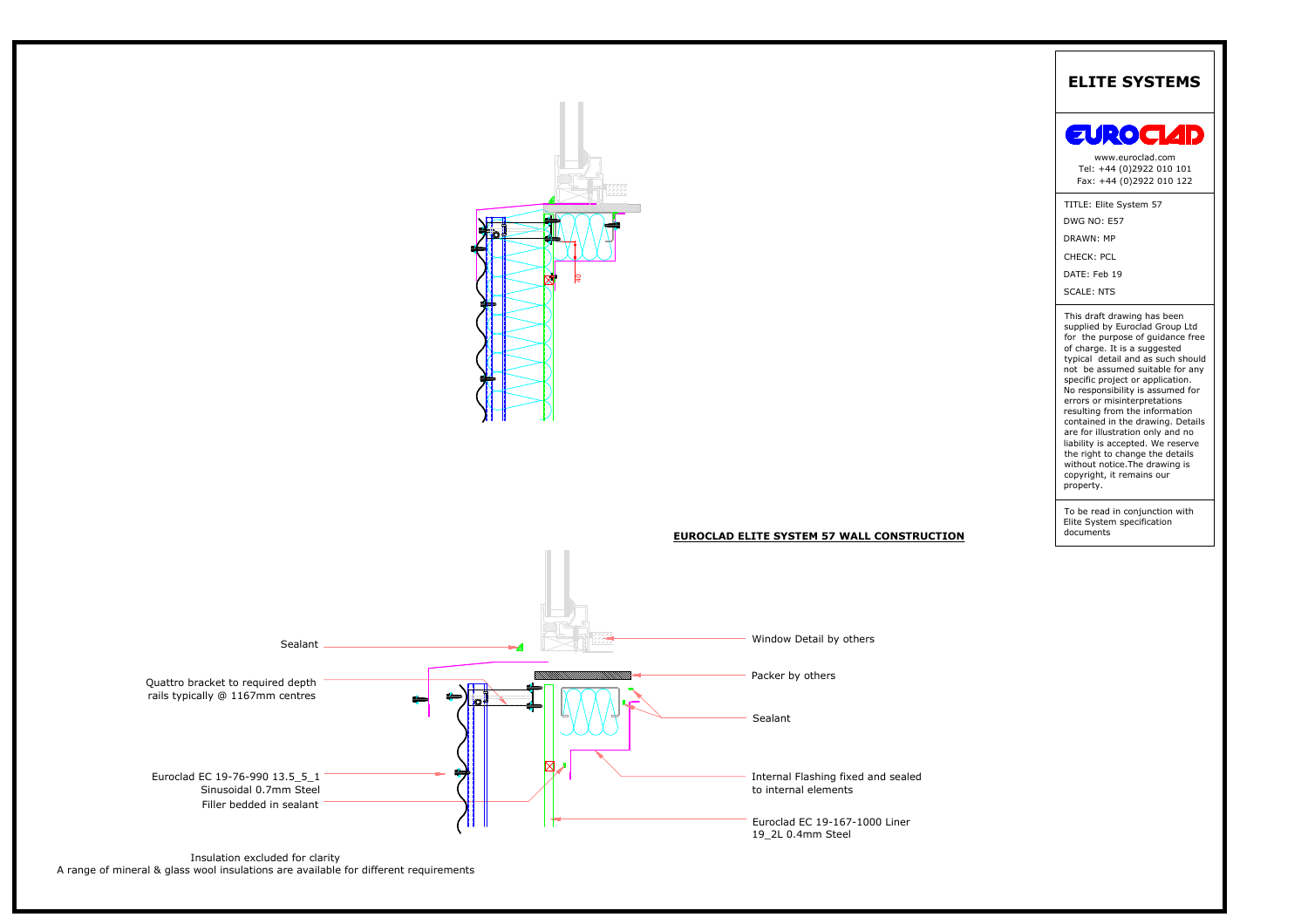## ELITE SYSTEMS

EUROCLAD

www.euroclad.com
Tel: +44 (0)2922 010 101
Fax: +44 (0)2922 010 122

TITLE: Elite System 57

DWG NO: E57

DRAWN: MP

CHECK: PCL

DATE: Feb 19

SCALE: NTS

This draft drawing has been supplied by Euroclad Group Ltd for the purpose of guidance free of charge. It is a suggested typical detail and as such should not be assumed suitable for any specific project or application. No responsibility is assumed for errors or misinterpretations resulting from the information contained in the drawing. Details are for illustration only and no liability is accepted. We reserve the right to change the details without notice.The drawing is copyright, it remains our property.

To be read in conjunction with Elite System specification documents

**EUROCLAD ELITE SYSTEM 57 WALL CONSTRUCTION**

40

Sealant

Quattro bracket to required depth rails typically @ 1167mm centres

Euroclad EC 19-76-990 13.5_5_1 Sinusoidal 0.7mm Steel

Filler bedded in sealant

Window Detail by others

Packer by others

Sealant

Internal Flashing fixed and sealed to internal elements

Euroclad EC 19-167-1000 Liner 19_2L 0.4mm Steel

Insulation excluded for clarity
A range of mineral & glass wool insulations are available for different requirements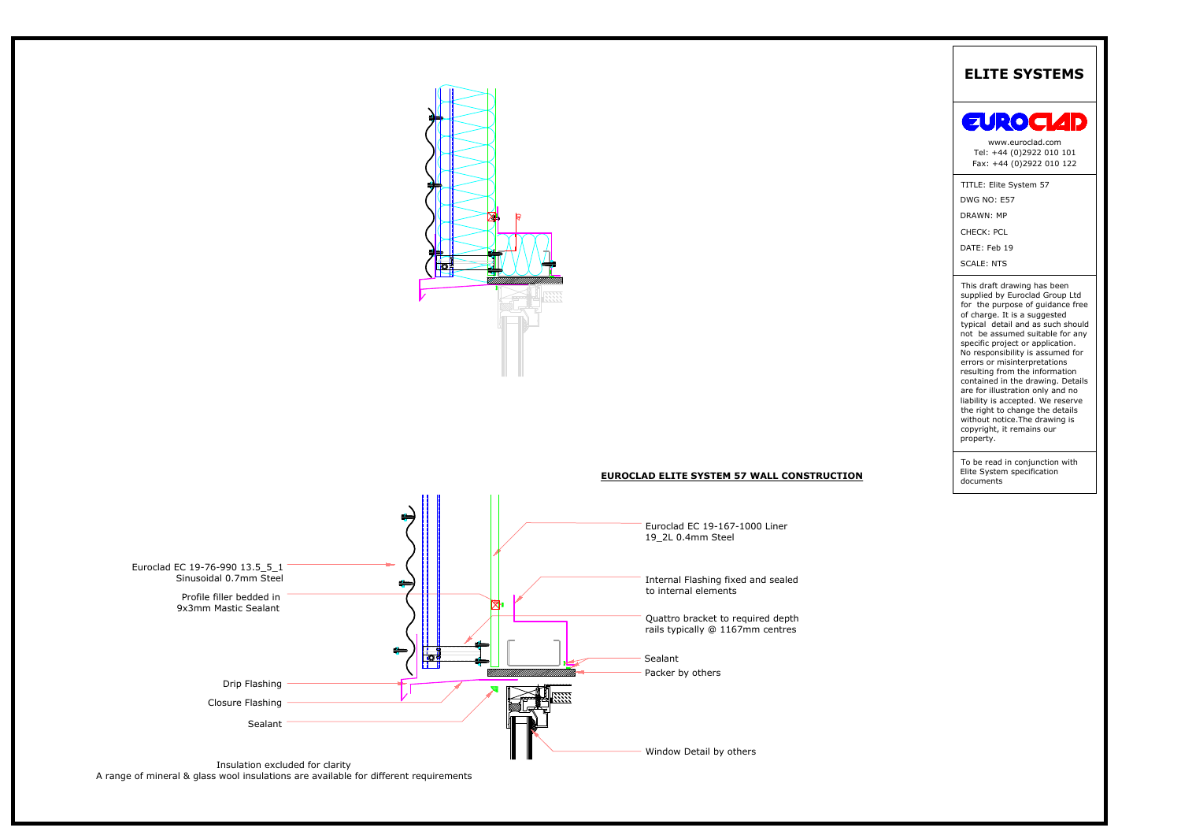## EUROCLAD ELITE SYSTEM 57 WALL CONSTRUCTION

Euroclad EC 19-76-990 13.5_5_1
Sinusoidal 0.7mm Steel

Profile filler bedded in
9x3mm Mastic Sealant

Drip Flashing

Closure Flashing

Sealant

Euroclad EC 19-167-1000 Liner
19_2L 0.4mm Steel

Internal Flashing fixed and sealed
to internal elements

Quattro bracket to required depth
rails typically @ 1167mm centres

Sealant

Packer by others

Window Detail by others

Insulation excluded for clarity
A range of mineral & glass wool insulations are available for different requirements

# ELITE SYSTEMS

EUROCLAD

www.euroclad.com
Tel: +44 (0)2922 010 101
Fax: +44 (0)2922 010 122

TITLE: Elite System 57

DWG NO: E57

DRAWN: MP

CHECK: PCL

DATE: Feb 19

SCALE: NTS

This draft drawing has been supplied by Euroclad Group Ltd for the purpose of guidance free of charge. It is a suggested typical detail and as such should not be assumed suitable for any specific project or application. No responsibility is assumed for errors or misinterpretations resulting from the information contained in the drawing. Details are for illustration only and no liability is accepted. We reserve the right to change the details without notice.The drawing is copyright, it remains our property.

To be read in conjunction with Elite System specification documents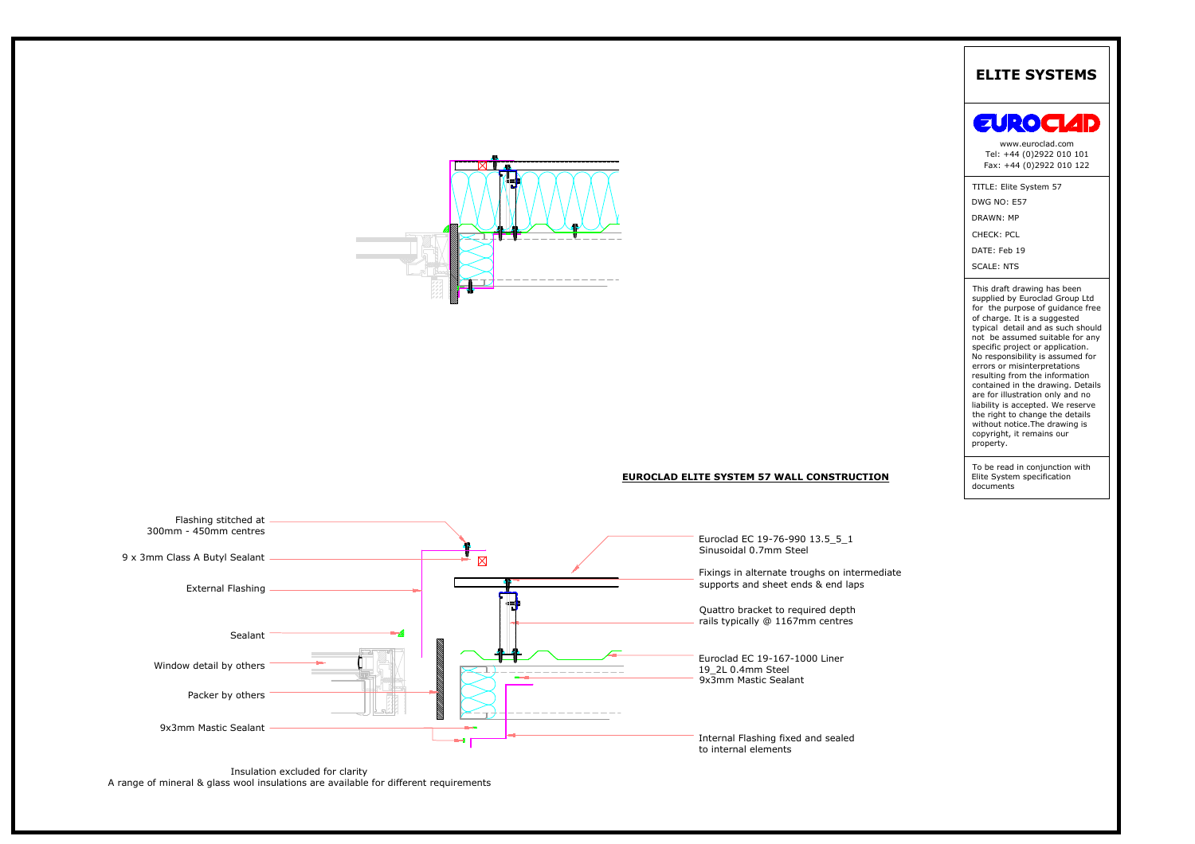# ELITE SYSTEMS

EUROCLAD

www.euroclad.com
Tel: +44 (0)2922 010 101
Fax: +44 (0)2922 010 122

TITLE: Elite System 57
DWG NO: E57
DRAWN: MP
CHECK: PCL
DATE: Feb 19
SCALE: NTS

This draft drawing has been supplied by Euroclad Group Ltd for the purpose of guidance free of charge. It is a suggested typical detail and as such should not be assumed suitable for any specific project or application. No responsibility is assumed for errors or misinterpretations resulting from the information contained in the drawing. Details are for illustration only and no liability is accepted. We reserve the right to change the details without notice.The drawing is copyright, it remains our property.

To be read in conjunction with Elite System specification documents

## EUROCLAD ELITE SYSTEM 57 WALL CONSTRUCTION

Flashing stitched at 300mm - 450mm centres

9 x 3mm Class A Butyl Sealant

External Flashing

Sealant

Window detail by others

Packer by others

9x3mm Mastic Sealant

Euroclad EC 19-76-990 13.5_5_1 Sinusoidal 0.7mm Steel

Fixings in alternate troughs on intermediate supports and sheet ends & end laps

Quattro bracket to required depth rails typically @ 1167mm centres

Euroclad EC 19-167-1000 Liner 19_2L 0.4mm Steel

9x3mm Mastic Sealant

Internal Flashing fixed and sealed to internal elements

Insulation excluded for clarity

A range of mineral & glass wool insulations are available for different requirements